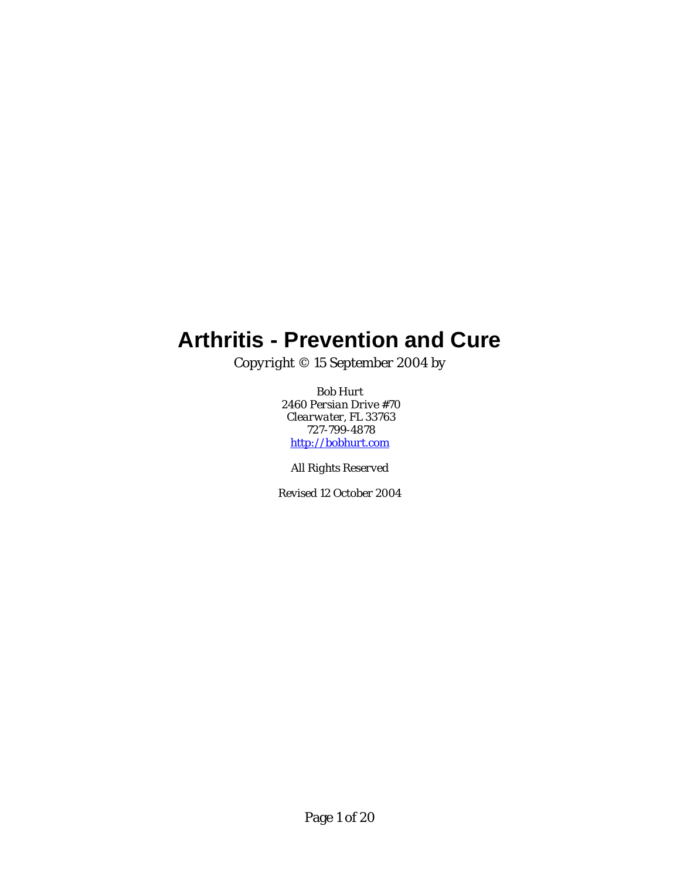# Arthritis - Prevention and Cure

*Copyright © 15 September 2004 by*

*Bob Hurt*
*2460 Persian Drive #70*
*Clearwater, FL 33763*
*727-799-4878*
*[http://bobhurt.com](http://bobhurt.com)*

*All Rights Reserved*

*Revised 12 October 2004*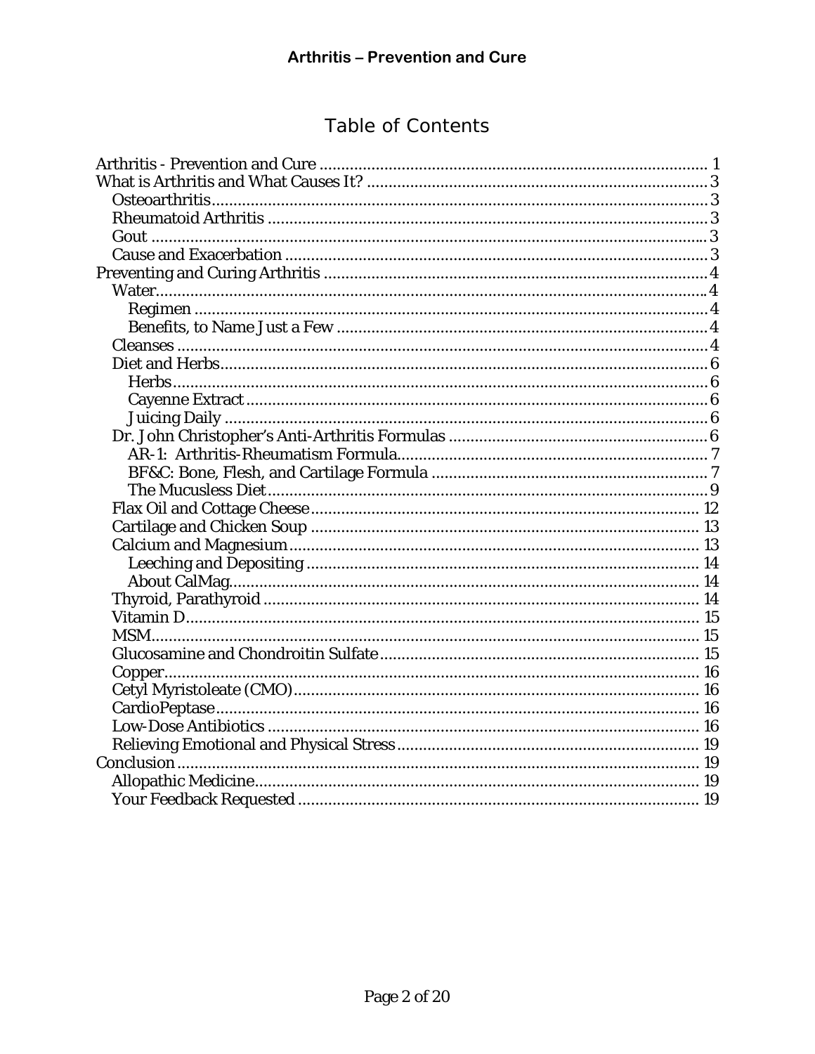# Table of Contents

- Arthritis - Prevention and Cure ........ 1
- What is Arthritis and What Causes It? ........ 3
  - Osteoarthritis ........ 3
  - Rheumatoid Arthritis ........ 3
  - Gout ........ 3
  - Cause and Exacerbation ........ 3
- Preventing and Curing Arthritis ........ 4
  - Water ........ 4
    - Regimen ........ 4
    - Benefits, to Name Just a Few ........ 4
  - Cleanses ........ 4
  - Diet and Herbs ........ 6
    - Herbs ........ 6
    - Cayenne Extract ........ 6
    - Juicing Daily ........ 6
  - Dr. John Christopher's Anti-Arthritis Formulas ........ 6
    - AR-1: Arthritis-Rheumatism Formula ........ 7
    - BF&C: Bone, Flesh, and Cartilage Formula ........ 7
    - The Mucusless Diet ........ 9
  - Flax Oil and Cottage Cheese ........ 12
  - Cartilage and Chicken Soup ........ 13
  - Calcium and Magnesium ........ 13
    - Leeching and Depositing ........ 14
    - About CalMag ........ 14
  - Thyroid, Parathyroid ........ 14
  - Vitamin D ........ 15
  - MSM ........ 15
  - Glucosamine and Chondroitin Sulfate ........ 15
  - Copper ........ 16
  - Cetyl Myristoleate (CMO) ........ 16
  - CardioPeptase ........ 16
  - Low-Dose Antibiotics ........ 16
  - Relieving Emotional and Physical Stress ........ 19
- Conclusion ........ 19
  - Allopathic Medicine ........ 19
  - Your Feedback Requested ........ 19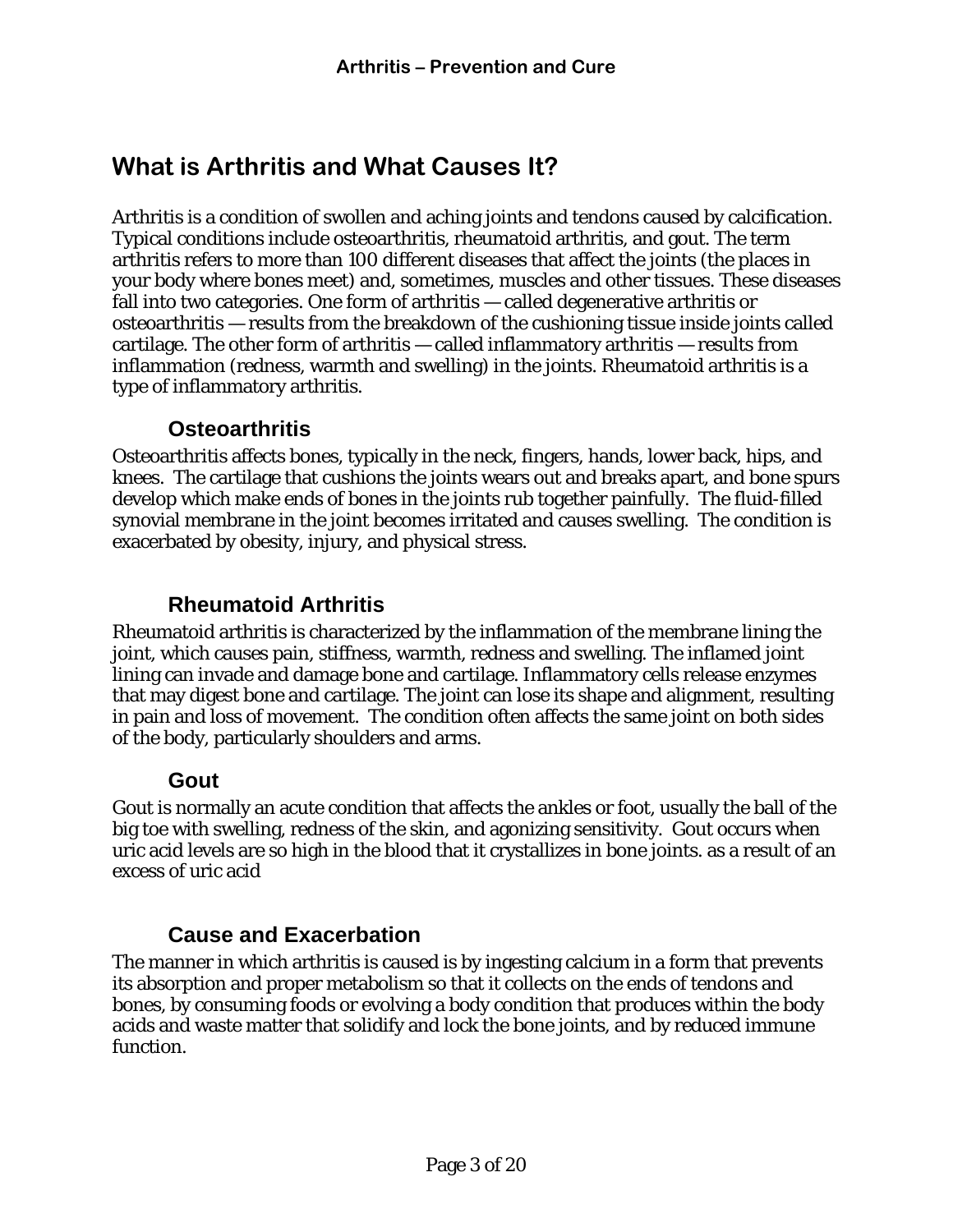## What is Arthritis and What Causes It?

Arthritis is a condition of swollen and aching joints and tendons caused by calcification. Typical conditions include osteoarthritis, rheumatoid arthritis, and gout. The term arthritis refers to more than 100 different diseases that affect the joints (the places in your body where bones meet) and, sometimes, muscles and other tissues. These diseases fall into two categories. One form of arthritis — called degenerative arthritis or osteoarthritis — results from the breakdown of the cushioning tissue inside joints called cartilage. The other form of arthritis — called inflammatory arthritis — results from inflammation (redness, warmth and swelling) in the joints. Rheumatoid arthritis is a type of inflammatory arthritis.

### Osteoarthritis

Osteoarthritis affects bones, typically in the neck, fingers, hands, lower back, hips, and knees. The cartilage that cushions the joints wears out and breaks apart, and bone spurs develop which make ends of bones in the joints rub together painfully. The fluid-filled synovial membrane in the joint becomes irritated and causes swelling. The condition is exacerbated by obesity, injury, and physical stress.

### Rheumatoid Arthritis

Rheumatoid arthritis is characterized by the inflammation of the membrane lining the joint, which causes pain, stiffness, warmth, redness and swelling. The inflamed joint lining can invade and damage bone and cartilage. Inflammatory cells release enzymes that may digest bone and cartilage. The joint can lose its shape and alignment, resulting in pain and loss of movement. The condition often affects the same joint on both sides of the body, particularly shoulders and arms.

### Gout

Gout is normally an acute condition that affects the ankles or foot, usually the ball of the big toe with swelling, redness of the skin, and agonizing sensitivity. Gout occurs when uric acid levels are so high in the blood that it crystallizes in bone joints. as a result of an excess of uric acid

### Cause and Exacerbation

The manner in which arthritis is caused is by ingesting calcium in a form that prevents its absorption and proper metabolism so that it collects on the ends of tendons and bones, by consuming foods or evolving a body condition that produces within the body acids and waste matter that solidify and lock the bone joints, and by reduced immune function.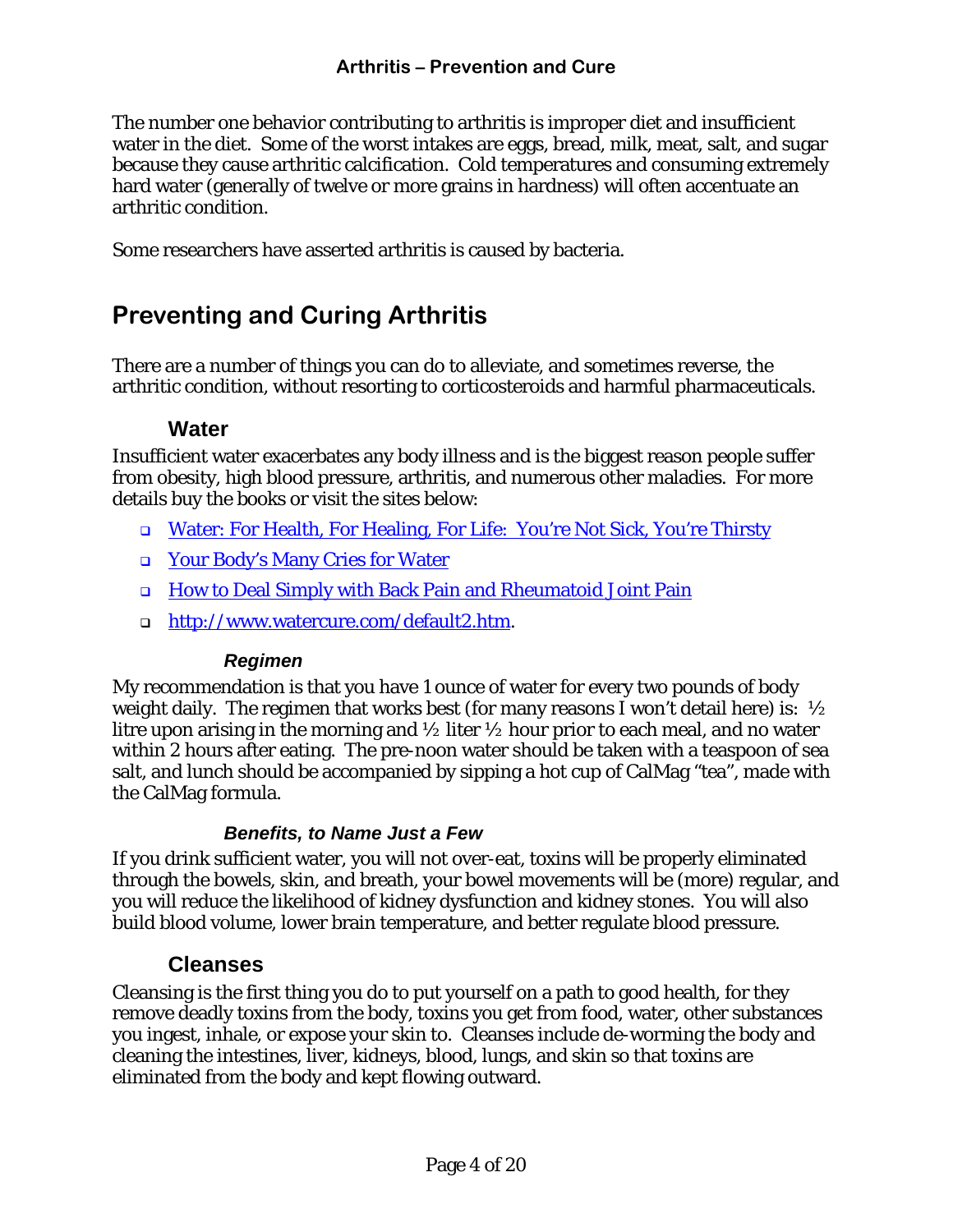The number one behavior contributing to arthritis is improper diet and insufficient water in the diet. Some of the worst intakes are eggs, bread, milk, meat, salt, and sugar because they cause arthritic calcification. Cold temperatures and consuming extremely hard water (generally of twelve or more grains in hardness) will often accentuate an arthritic condition.

Some researchers have asserted arthritis is caused by bacteria.

# Preventing and Curing Arthritis

There are a number of things you can do to alleviate, and sometimes reverse, the arthritic condition, without resorting to corticosteroids and harmful pharmaceuticals.

## Water

Insufficient water exacerbates any body illness and is the biggest reason people suffer from obesity, high blood pressure, arthritis, and numerous other maladies. For more details buy the books or visit the sites below:

- Water: For Health, For Healing, For Life: You're Not Sick, You're Thirsty
- Your Body's Many Cries for Water
- How to Deal Simply with Back Pain and Rheumatoid Joint Pain
- http://www.watercure.com/default2.htm.

### *Regimen*

My recommendation is that you have 1 ounce of water for every two pounds of body weight daily. The regimen that works best (for many reasons I won't detail here) is: ½ litre upon arising in the morning and ½ liter ½ hour prior to each meal, and no water within 2 hours after eating. The pre-noon water should be taken with a teaspoon of sea salt, and lunch should be accompanied by sipping a hot cup of CalMag "tea", made with the CalMag formula.

### *Benefits, to Name Just a Few*

If you drink sufficient water, you will not over-eat, toxins will be properly eliminated through the bowels, skin, and breath, your bowel movements will be (more) regular, and you will reduce the likelihood of kidney dysfunction and kidney stones. You will also build blood volume, lower brain temperature, and better regulate blood pressure.

## Cleanses

Cleansing is the first thing you do to put yourself on a path to good health, for they remove deadly toxins from the body, toxins you get from food, water, other substances you ingest, inhale, or expose your skin to. Cleanses include de-worming the body and cleaning the intestines, liver, kidneys, blood, lungs, and skin so that toxins are eliminated from the body and kept flowing outward.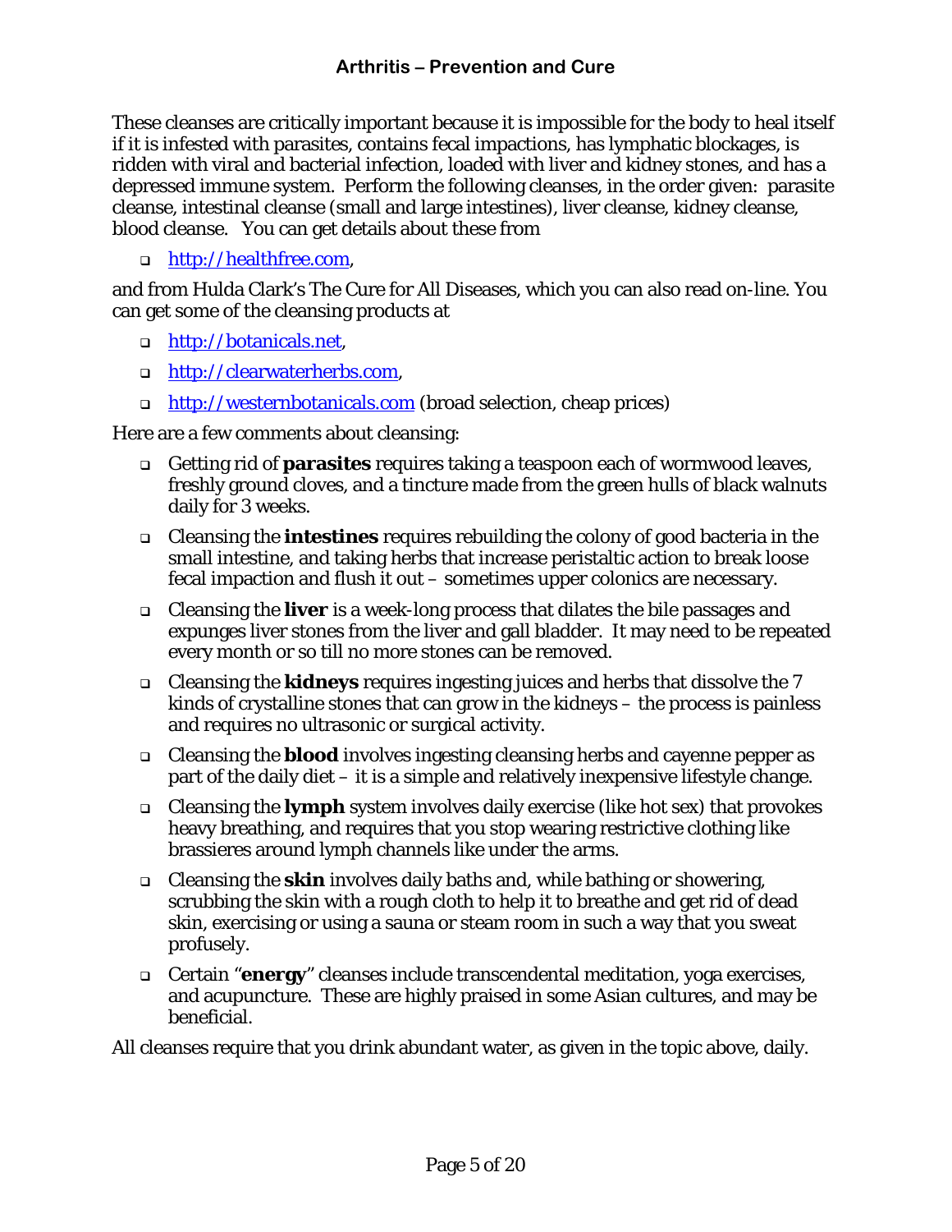These cleanses are critically important because it is impossible for the body to heal itself if it is infested with parasites, contains fecal impactions, has lymphatic blockages, is ridden with viral and bacterial infection, loaded with liver and kidney stones, and has a depressed immune system. Perform the following cleanses, in the order given: parasite cleanse, intestinal cleanse (small and large intestines), liver cleanse, kidney cleanse, blood cleanse. You can get details about these from

- http://healthfree.com,

and from Hulda Clark's The Cure for All Diseases, which you can also read on-line. You can get some of the cleansing products at

- http://botanicals.net,
- http://clearwaterherbs.com,
- http://westernbotanicals.com (broad selection, cheap prices)

Here are a few comments about cleansing:

- Getting rid of **parasites** requires taking a teaspoon each of wormwood leaves, freshly ground cloves, and a tincture made from the green hulls of black walnuts daily for 3 weeks.
- Cleansing the **intestines** requires rebuilding the colony of good bacteria in the small intestine, and taking herbs that increase peristaltic action to break loose fecal impaction and flush it out – sometimes upper colonics are necessary.
- Cleansing the **liver** is a week-long process that dilates the bile passages and expunges liver stones from the liver and gall bladder. It may need to be repeated every month or so till no more stones can be removed.
- Cleansing the **kidneys** requires ingesting juices and herbs that dissolve the 7 kinds of crystalline stones that can grow in the kidneys – the process is painless and requires no ultrasonic or surgical activity.
- Cleansing the **blood** involves ingesting cleansing herbs and cayenne pepper as part of the daily diet – it is a simple and relatively inexpensive lifestyle change.
- Cleansing the **lymph** system involves daily exercise (like hot sex) that provokes heavy breathing, and requires that you stop wearing restrictive clothing like brassieres around lymph channels like under the arms.
- Cleansing the **skin** involves daily baths and, while bathing or showering, scrubbing the skin with a rough cloth to help it to breathe and get rid of dead skin, exercising or using a sauna or steam room in such a way that you sweat profusely.
- Certain "**energy**" cleanses include transcendental meditation, yoga exercises, and acupuncture. These are highly praised in some Asian cultures, and may be beneficial.

All cleanses require that you drink abundant water, as given in the topic above, daily.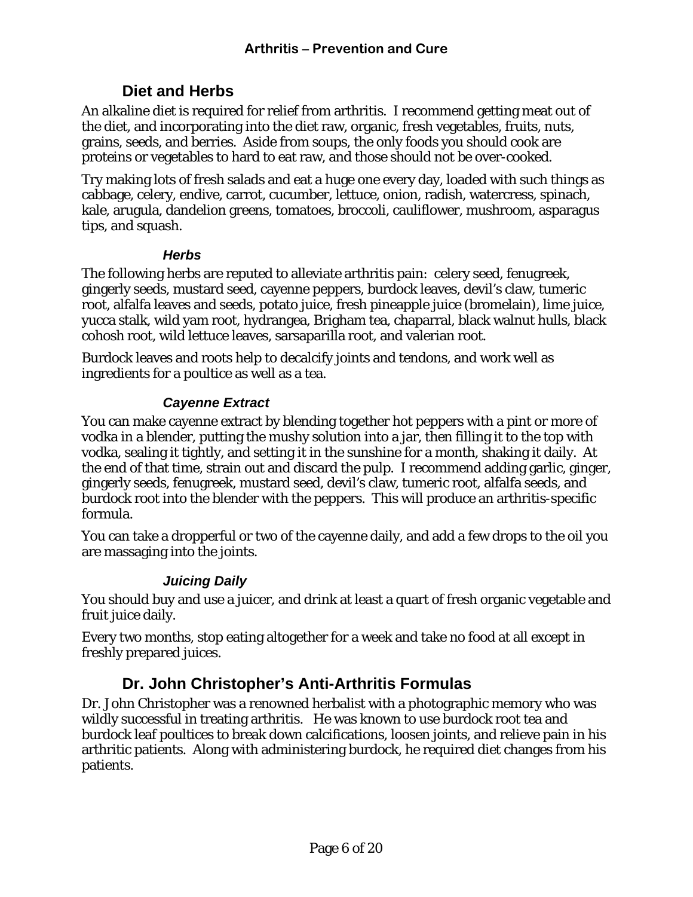## Diet and Herbs

An alkaline diet is required for relief from arthritis. I recommend getting meat out of the diet, and incorporating into the diet raw, organic, fresh vegetables, fruits, nuts, grains, seeds, and berries. Aside from soups, the only foods you should cook are proteins or vegetables to hard to eat raw, and those should not be over-cooked.

Try making lots of fresh salads and eat a huge one every day, loaded with such things as cabbage, celery, endive, carrot, cucumber, lettuce, onion, radish, watercress, spinach, kale, arugula, dandelion greens, tomatoes, broccoli, cauliflower, mushroom, asparagus tips, and squash.

### *Herbs*

The following herbs are reputed to alleviate arthritis pain: celery seed, fenugreek, gingerly seeds, mustard seed, cayenne peppers, burdock leaves, devil's claw, tumeric root, alfalfa leaves and seeds, potato juice, fresh pineapple juice (bromelain), lime juice, yucca stalk, wild yam root, hydrangea, Brigham tea, chaparral, black walnut hulls, black cohosh root, wild lettuce leaves, sarsaparilla root, and valerian root.

Burdock leaves and roots help to decalcify joints and tendons, and work well as ingredients for a poultice as well as a tea.

### *Cayenne Extract*

You can make cayenne extract by blending together hot peppers with a pint or more of vodka in a blender, putting the mushy solution into a jar, then filling it to the top with vodka, sealing it tightly, and setting it in the sunshine for a month, shaking it daily. At the end of that time, strain out and discard the pulp. I recommend adding garlic, ginger, gingerly seeds, fenugreek, mustard seed, devil's claw, tumeric root, alfalfa seeds, and burdock root into the blender with the peppers. This will produce an arthritis-specific formula.

You can take a dropperful or two of the cayenne daily, and add a few drops to the oil you are massaging into the joints.

### *Juicing Daily*

You should buy and use a juicer, and drink at least a quart of fresh organic vegetable and fruit juice daily.

Every two months, stop eating altogether for a week and take no food at all except in freshly prepared juices.

## Dr. John Christopher's Anti-Arthritis Formulas

Dr. John Christopher was a renowned herbalist with a photographic memory who was wildly successful in treating arthritis. He was known to use burdock root tea and burdock leaf poultices to break down calcifications, loosen joints, and relieve pain in his arthritic patients. Along with administering burdock, he required diet changes from his patients.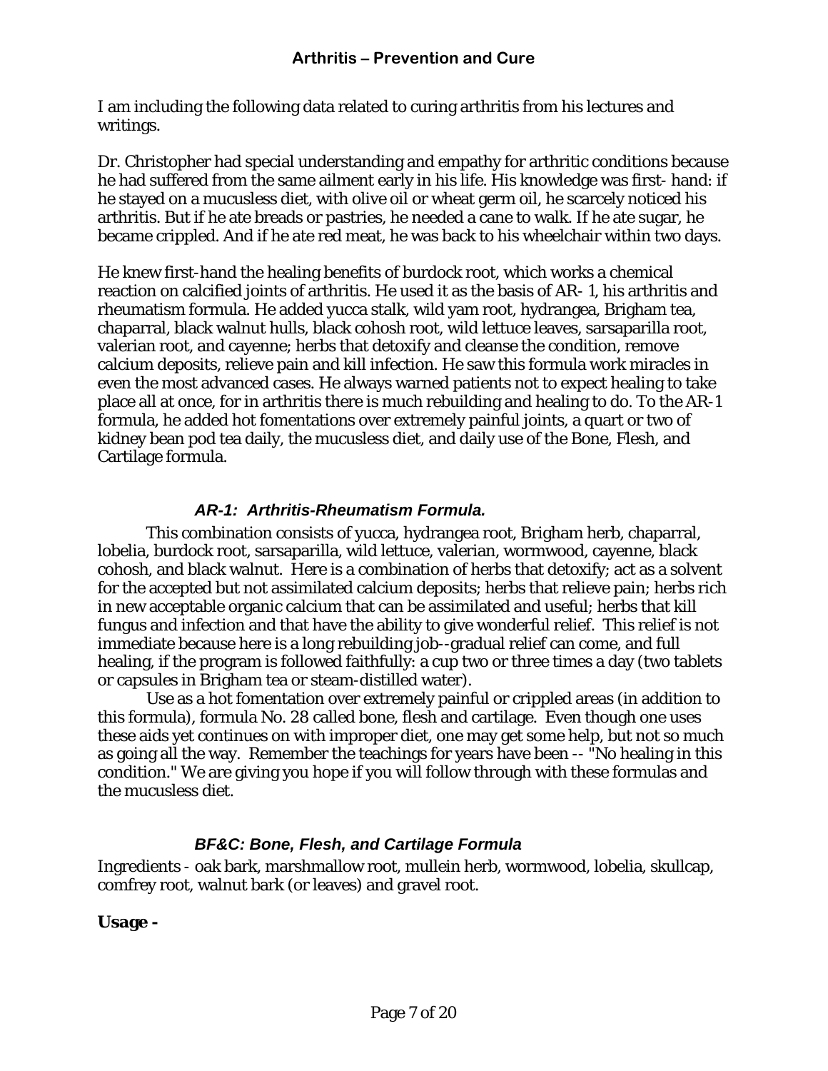I am including the following data related to curing arthritis from his lectures and writings.

Dr. Christopher had special understanding and empathy for arthritic conditions because he had suffered from the same ailment early in his life. His knowledge was first- hand: if he stayed on a mucusless diet, with olive oil or wheat germ oil, he scarcely noticed his arthritis. But if he ate breads or pastries, he needed a cane to walk. If he ate sugar, he became crippled. And if he ate red meat, he was back to his wheelchair within two days.

He knew first-hand the healing benefits of burdock root, which works a chemical reaction on calcified joints of arthritis. He used it as the basis of AR- 1, his arthritis and rheumatism formula. He added yucca stalk, wild yam root, hydrangea, Brigham tea, chaparral, black walnut hulls, black cohosh root, wild lettuce leaves, sarsaparilla root, valerian root, and cayenne; herbs that detoxify and cleanse the condition, remove calcium deposits, relieve pain and kill infection. He saw this formula work miracles in even the most advanced cases. He always warned patients not to expect healing to take place all at once, for in arthritis there is much rebuilding and healing to do. To the AR-1 formula, he added hot fomentations over extremely painful joints, a quart or two of kidney bean pod tea daily, the mucusless diet, and daily use of the Bone, Flesh, and Cartilage formula.

### *AR-1: Arthritis-Rheumatism Formula.*

This combination consists of yucca, hydrangea root, Brigham herb, chaparral, lobelia, burdock root, sarsaparilla, wild lettuce, valerian, wormwood, cayenne, black cohosh, and black walnut. Here is a combination of herbs that detoxify; act as a solvent for the accepted but not assimilated calcium deposits; herbs that relieve pain; herbs rich in new acceptable organic calcium that can be assimilated and useful; herbs that kill fungus and infection and that have the ability to give wonderful relief. This relief is not immediate because here is a long rebuilding job--gradual relief can come, and full healing, if the program is followed faithfully: a cup two or three times a day (two tablets or capsules in Brigham tea or steam-distilled water).

Use as a hot fomentation over extremely painful or crippled areas (in addition to this formula), formula No. 28 called bone, flesh and cartilage. Even though one uses these aids yet continues on with improper diet, one may get some help, but not so much as going all the way. Remember the teachings for years have been -- "No healing in this condition." We are giving you hope if you will follow through with these formulas and the mucusless diet.

### *BF&C: Bone, Flesh, and Cartilage Formula*

Ingredients - oak bark, marshmallow root, mullein herb, wormwood, lobelia, skullcap, comfrey root, walnut bark (or leaves) and gravel root.

**Usage -**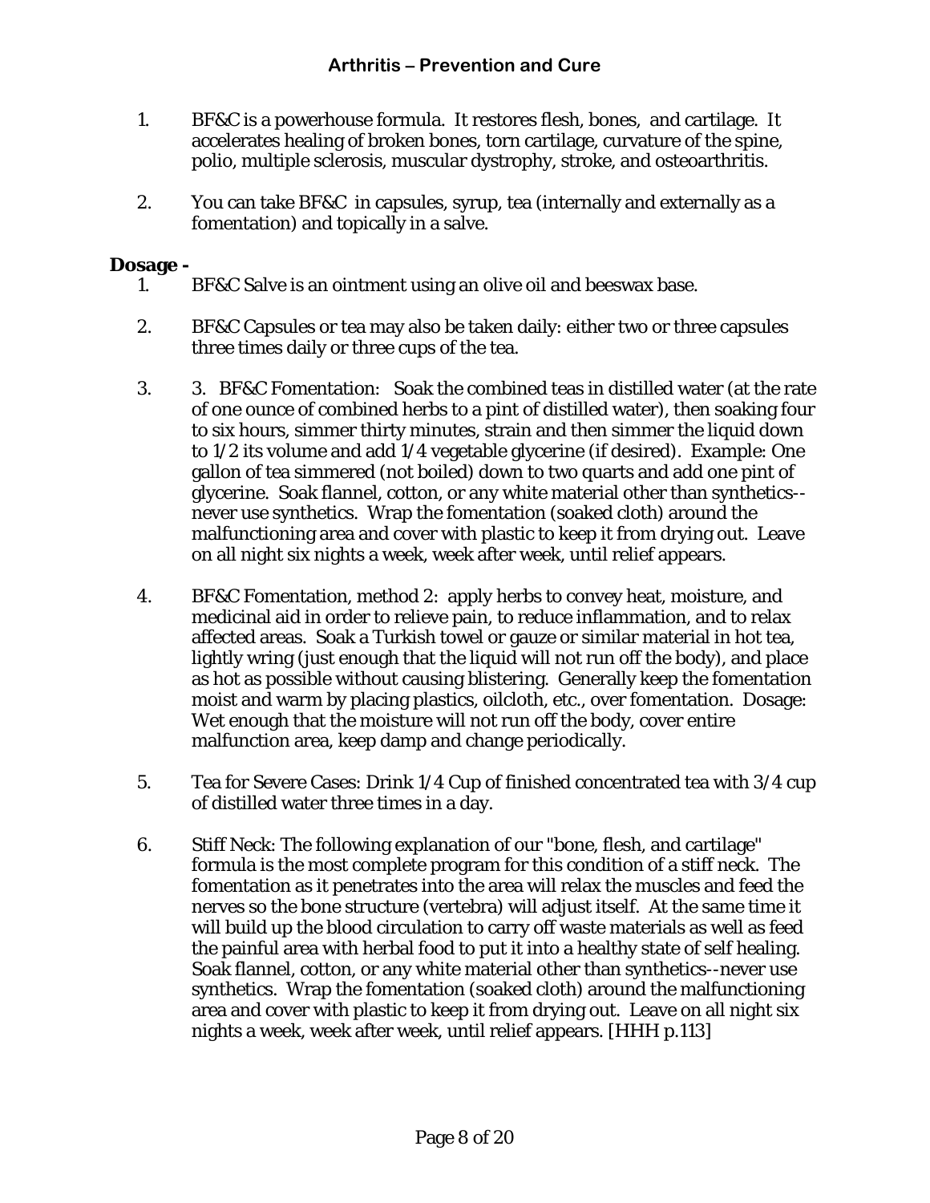1. BF&C is a powerhouse formula. It restores flesh, bones, and cartilage. It accelerates healing of broken bones, torn cartilage, curvature of the spine, polio, multiple sclerosis, muscular dystrophy, stroke, and osteoarthritis.

2. You can take BF&C in capsules, syrup, tea (internally and externally as a fomentation) and topically in a salve.

**Dosage -**

1. BF&C Salve is an ointment using an olive oil and beeswax base.

2. BF&C Capsules or tea may also be taken daily: either two or three capsules three times daily or three cups of the tea.

3. 3. BF&C Fomentation: Soak the combined teas in distilled water (at the rate of one ounce of combined herbs to a pint of distilled water), then soaking four to six hours, simmer thirty minutes, strain and then simmer the liquid down to 1/2 its volume and add 1/4 vegetable glycerine (if desired). Example: One gallon of tea simmered (not boiled) down to two quarts and add one pint of glycerine. Soak flannel, cotton, or any white material other than synthetics--never use synthetics. Wrap the fomentation (soaked cloth) around the malfunctioning area and cover with plastic to keep it from drying out. Leave on all night six nights a week, week after week, until relief appears.

4. BF&C Fomentation, method 2: apply herbs to convey heat, moisture, and medicinal aid in order to relieve pain, to reduce inflammation, and to relax affected areas. Soak a Turkish towel or gauze or similar material in hot tea, lightly wring (just enough that the liquid will not run off the body), and place as hot as possible without causing blistering. Generally keep the fomentation moist and warm by placing plastics, oilcloth, etc., over fomentation. Dosage: Wet enough that the moisture will not run off the body, cover entire malfunction area, keep damp and change periodically.

5. Tea for Severe Cases: Drink 1/4 Cup of finished concentrated tea with 3/4 cup of distilled water three times in a day.

6. Stiff Neck: The following explanation of our "bone, flesh, and cartilage" formula is the most complete program for this condition of a stiff neck. The fomentation as it penetrates into the area will relax the muscles and feed the nerves so the bone structure (vertebra) will adjust itself. At the same time it will build up the blood circulation to carry off waste materials as well as feed the painful area with herbal food to put it into a healthy state of self healing. Soak flannel, cotton, or any white material other than synthetics--never use synthetics. Wrap the fomentation (soaked cloth) around the malfunctioning area and cover with plastic to keep it from drying out. Leave on all night six nights a week, week after week, until relief appears. [HHH p.113]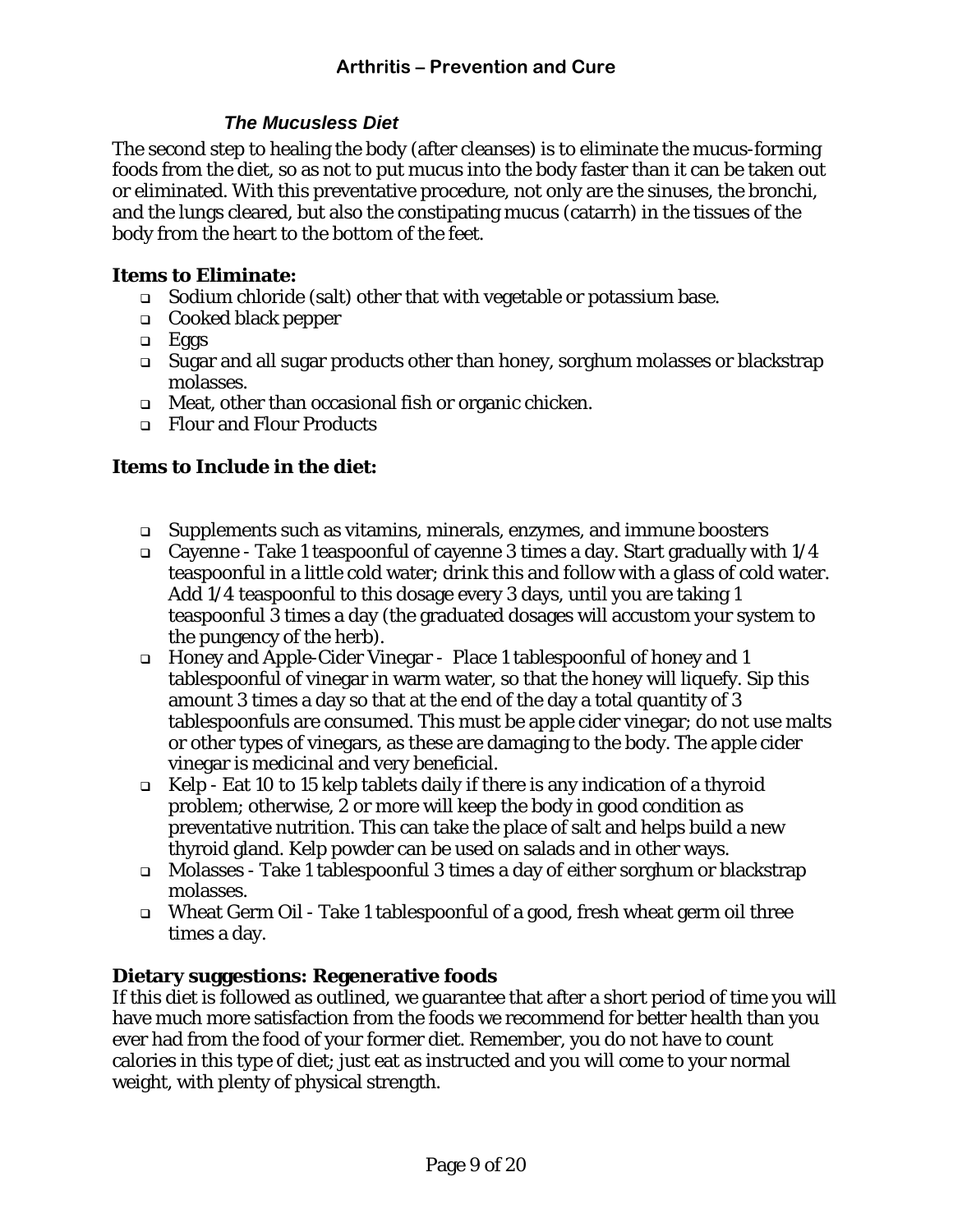### *The Mucusless Diet*

The second step to healing the body (after cleanses) is to eliminate the mucus-forming foods from the diet, so as not to put mucus into the body faster than it can be taken out or eliminated. With this preventative procedure, not only are the sinuses, the bronchi, and the lungs cleared, but also the constipating mucus (catarrh) in the tissues of the body from the heart to the bottom of the feet.

**Items to Eliminate:**

- Sodium chloride (salt) other that with vegetable or potassium base.
- Cooked black pepper
- Eggs
- Sugar and all sugar products other than honey, sorghum molasses or blackstrap molasses.
- Meat, other than occasional fish or organic chicken.
- Flour and Flour Products

**Items to Include in the diet:**

- Supplements such as vitamins, minerals, enzymes, and immune boosters
- Cayenne - Take 1 teaspoonful of cayenne 3 times a day. Start gradually with 1/4 teaspoonful in a little cold water; drink this and follow with a glass of cold water. Add 1/4 teaspoonful to this dosage every 3 days, until you are taking 1 teaspoonful 3 times a day (the graduated dosages will accustom your system to the pungency of the herb).
- Honey and Apple-Cider Vinegar - Place 1 tablespoonful of honey and 1 tablespoonful of vinegar in warm water, so that the honey will liquefy. Sip this amount 3 times a day so that at the end of the day a total quantity of 3 tablespoonfuls are consumed. This must be apple cider vinegar; do not use malts or other types of vinegars, as these are damaging to the body. The apple cider vinegar is medicinal and very beneficial.
- Kelp - Eat 10 to 15 kelp tablets daily if there is any indication of a thyroid problem; otherwise, 2 or more will keep the body in good condition as preventative nutrition. This can take the place of salt and helps build a new thyroid gland. Kelp powder can be used on salads and in other ways.
- Molasses - Take 1 tablespoonful 3 times a day of either sorghum or blackstrap molasses.
- Wheat Germ Oil - Take 1 tablespoonful of a good, fresh wheat germ oil three times a day.

**Dietary suggestions: Regenerative foods**

If this diet is followed as outlined, we guarantee that after a short period of time you will have much more satisfaction from the foods we recommend for better health than you ever had from the food of your former diet. Remember, you do not have to count calories in this type of diet; just eat as instructed and you will come to your normal weight, with plenty of physical strength.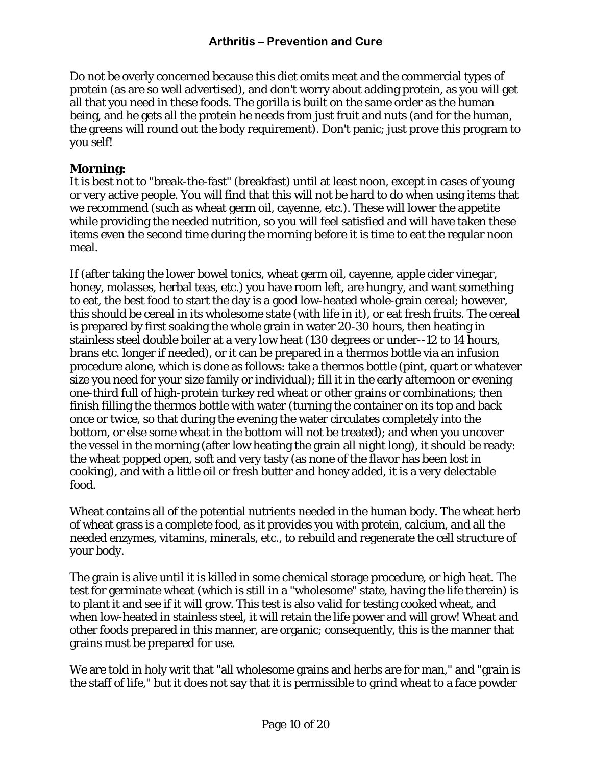Do not be overly concerned because this diet omits meat and the commercial types of protein (as are so well advertised), and don't worry about adding protein, as you will get all that you need in these foods. The gorilla is built on the same order as the human being, and he gets all the protein he needs from just fruit and nuts (and for the human, the greens will round out the body requirement). Don't panic; just prove this program to you self!

**Morning:**
It is best not to "break-the-fast" (breakfast) until at least noon, except in cases of young or very active people. You will find that this will not be hard to do when using items that we recommend (such as wheat germ oil, cayenne, etc.). These will lower the appetite while providing the needed nutrition, so you will feel satisfied and will have taken these items even the second time during the morning before it is time to eat the regular noon meal.

If (after taking the lower bowel tonics, wheat germ oil, cayenne, apple cider vinegar, honey, molasses, herbal teas, etc.) you have room left, are hungry, and want something to eat, the best food to start the day is a good low-heated whole-grain cereal; however, this should be cereal in its wholesome state (with life in it), or eat fresh fruits. The cereal is prepared by first soaking the whole grain in water 20-30 hours, then heating in stainless steel double boiler at a very low heat (130 degrees or under--12 to 14 hours, brans etc. longer if needed), or it can be prepared in a thermos bottle via an infusion procedure alone, which is done as follows: take a thermos bottle (pint, quart or whatever size you need for your size family or individual); fill it in the early afternoon or evening one-third full of high-protein turkey red wheat or other grains or combinations; then finish filling the thermos bottle with water (turning the container on its top and back once or twice, so that during the evening the water circulates completely into the bottom, or else some wheat in the bottom will not be treated); and when you uncover the vessel in the morning (after low heating the grain all night long), it should be ready: the wheat popped open, soft and very tasty (as none of the flavor has been lost in cooking), and with a little oil or fresh butter and honey added, it is a very delectable food.

Wheat contains all of the potential nutrients needed in the human body. The wheat herb of wheat grass is a complete food, as it provides you with protein, calcium, and all the needed enzymes, vitamins, minerals, etc., to rebuild and regenerate the cell structure of your body.

The grain is alive until it is killed in some chemical storage procedure, or high heat. The test for germinate wheat (which is still in a "wholesome" state, having the life therein) is to plant it and see if it will grow. This test is also valid for testing cooked wheat, and when low-heated in stainless steel, it will retain the life power and will grow! Wheat and other foods prepared in this manner, are organic; consequently, this is the manner that grains must be prepared for use.

We are told in holy writ that "all wholesome grains and herbs are for man," and "grain is the staff of life," but it does not say that it is permissible to grind wheat to a face powder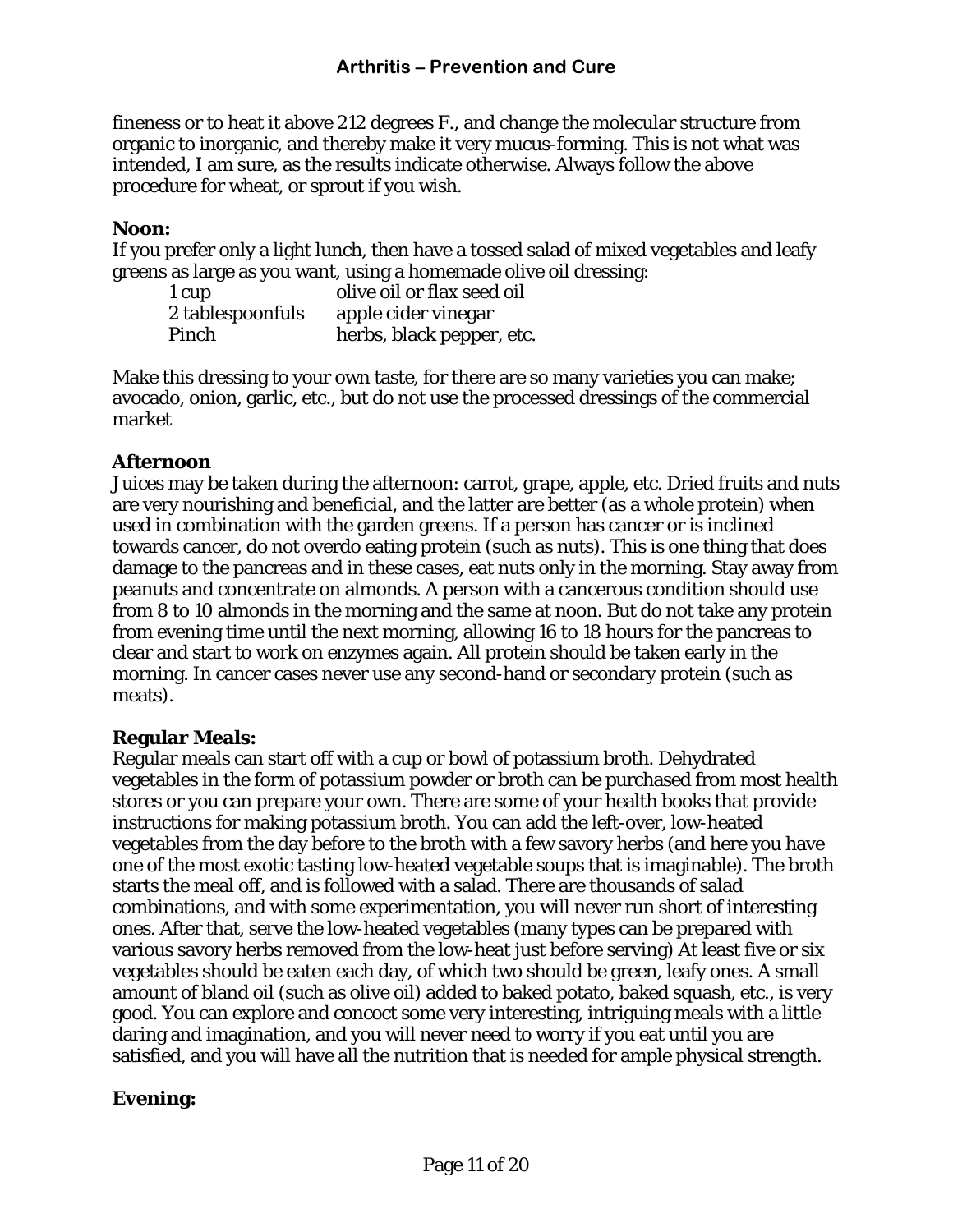fineness or to heat it above 212 degrees F., and change the molecular structure from organic to inorganic, and thereby make it very mucus-forming. This is not what was intended, I am sure, as the results indicate otherwise. Always follow the above procedure for wheat, or sprout if you wish.

**Noon:**
If you prefer only a light lunch, then have a tossed salad of mixed vegetables and leafy greens as large as you want, using a homemade olive oil dressing:

| | |
|---|---|
| 1 cup | olive oil or flax seed oil |
| 2 tablespoonfuls | apple cider vinegar |
| Pinch | herbs, black pepper, etc. |

Make this dressing to your own taste, for there are so many varieties you can make; avocado, onion, garlic, etc., but do not use the processed dressings of the commercial market

**Afternoon**
Juices may be taken during the afternoon: carrot, grape, apple, etc. Dried fruits and nuts are very nourishing and beneficial, and the latter are better (as a whole protein) when used in combination with the garden greens. If a person has cancer or is inclined towards cancer, do not overdo eating protein (such as nuts). This is one thing that does damage to the pancreas and in these cases, eat nuts only in the morning. Stay away from peanuts and concentrate on almonds. A person with a cancerous condition should use from 8 to 10 almonds in the morning and the same at noon. But do not take any protein from evening time until the next morning, allowing 16 to 18 hours for the pancreas to clear and start to work on enzymes again. All protein should be taken early in the morning. In cancer cases never use any second-hand or secondary protein (such as meats).

**Regular Meals:**
Regular meals can start off with a cup or bowl of potassium broth. Dehydrated vegetables in the form of potassium powder or broth can be purchased from most health stores or you can prepare your own. There are some of your health books that provide instructions for making potassium broth. You can add the left-over, low-heated vegetables from the day before to the broth with a few savory herbs (and here you have one of the most exotic tasting low-heated vegetable soups that is imaginable). The broth starts the meal off, and is followed with a salad. There are thousands of salad combinations, and with some experimentation, you will never run short of interesting ones. After that, serve the low-heated vegetables (many types can be prepared with various savory herbs removed from the low-heat just before serving) At least five or six vegetables should be eaten each day, of which two should be green, leafy ones. A small amount of bland oil (such as olive oil) added to baked potato, baked squash, etc., is very good. You can explore and concoct some very interesting, intriguing meals with a little daring and imagination, and you will never need to worry if you eat until you are satisfied, and you will have all the nutrition that is needed for ample physical strength.

**Evening:**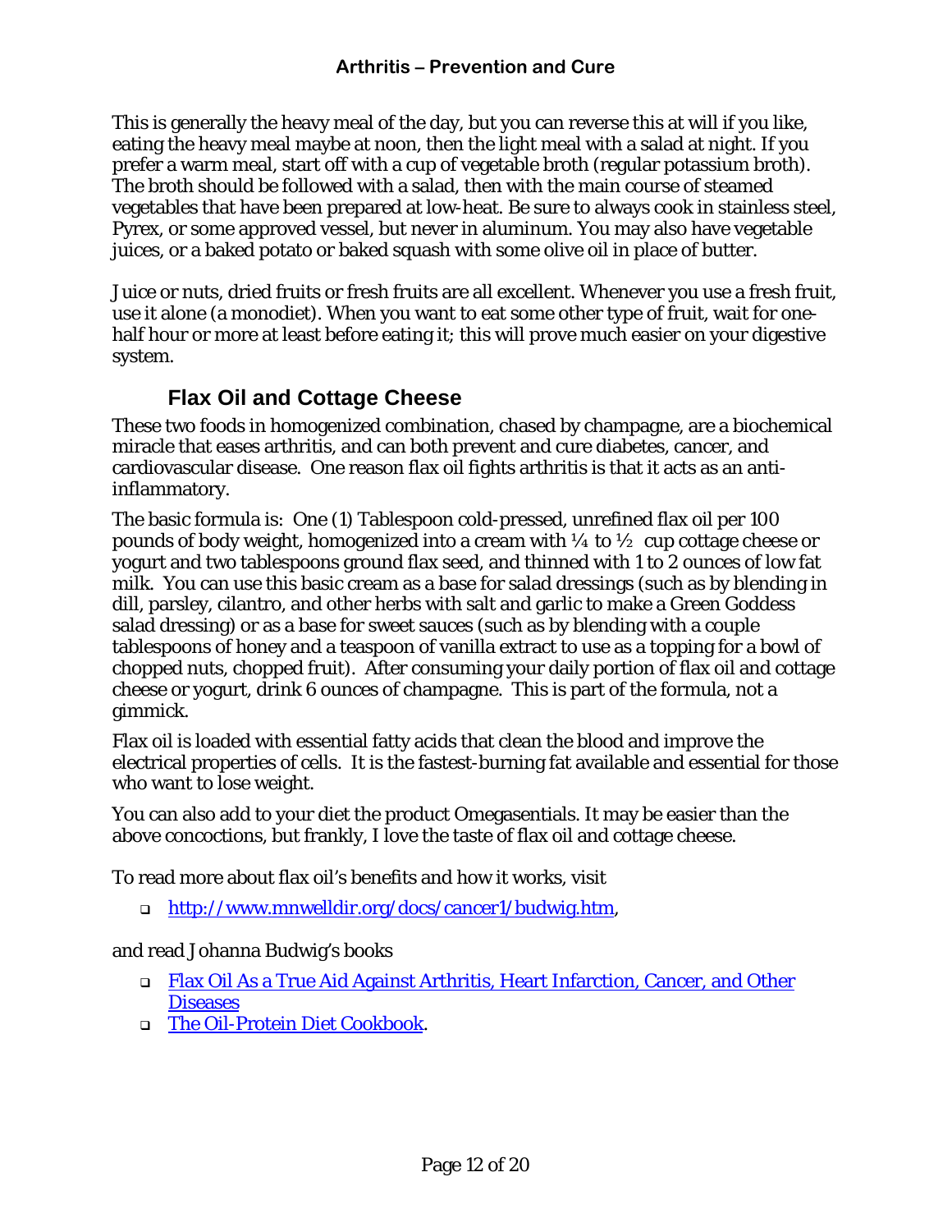This is generally the heavy meal of the day, but you can reverse this at will if you like, eating the heavy meal maybe at noon, then the light meal with a salad at night. If you prefer a warm meal, start off with a cup of vegetable broth (regular potassium broth). The broth should be followed with a salad, then with the main course of steamed vegetables that have been prepared at low-heat. Be sure to always cook in stainless steel, Pyrex, or some approved vessel, but never in aluminum. You may also have vegetable juices, or a baked potato or baked squash with some olive oil in place of butter.

Juice or nuts, dried fruits or fresh fruits are all excellent. Whenever you use a fresh fruit, use it alone (a monodiet). When you want to eat some other type of fruit, wait for one-half hour or more at least before eating it; this will prove much easier on your digestive system.

## Flax Oil and Cottage Cheese

These two foods in homogenized combination, chased by champagne, are a biochemical miracle that eases arthritis, and can both prevent and cure diabetes, cancer, and cardiovascular disease. One reason flax oil fights arthritis is that it acts as an anti-inflammatory.

The basic formula is: One (1) Tablespoon cold-pressed, unrefined flax oil per 100 pounds of body weight, homogenized into a cream with ¼ to ½ cup cottage cheese or yogurt and two tablespoons ground flax seed, and thinned with 1 to 2 ounces of low fat milk. You can use this basic cream as a base for salad dressings (such as by blending in dill, parsley, cilantro, and other herbs with salt and garlic to make a Green Goddess salad dressing) or as a base for sweet sauces (such as by blending with a couple tablespoons of honey and a teaspoon of vanilla extract to use as a topping for a bowl of chopped nuts, chopped fruit). After consuming your daily portion of flax oil and cottage cheese or yogurt, drink 6 ounces of champagne. This is part of the formula, not a gimmick.

Flax oil is loaded with essential fatty acids that clean the blood and improve the electrical properties of cells. It is the fastest-burning fat available and essential for those who want to lose weight.

You can also add to your diet the product Omegasentials. It may be easier than the above concoctions, but frankly, I love the taste of flax oil and cottage cheese.

To read more about flax oil's benefits and how it works, visit

- http://www.mnwelldir.org/docs/cancer1/budwig.htm,

and read Johanna Budwig's books

- Flax Oil As a True Aid Against Arthritis, Heart Infarction, Cancer, and Other Diseases
- The Oil-Protein Diet Cookbook.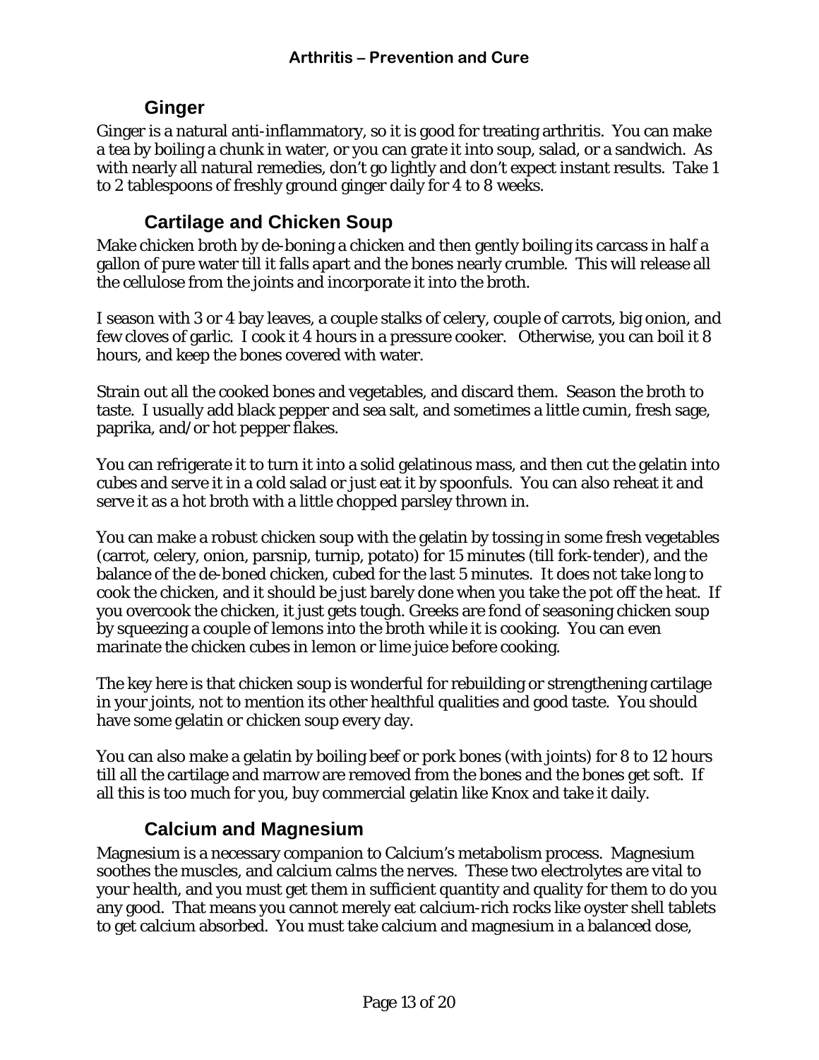## Ginger

Ginger is a natural anti-inflammatory, so it is good for treating arthritis. You can make a tea by boiling a chunk in water, or you can grate it into soup, salad, or a sandwich. As with nearly all natural remedies, don't go lightly and don't expect instant results. Take 1 to 2 tablespoons of freshly ground ginger daily for 4 to 8 weeks.

## Cartilage and Chicken Soup

Make chicken broth by de-boning a chicken and then gently boiling its carcass in half a gallon of pure water till it falls apart and the bones nearly crumble. This will release all the cellulose from the joints and incorporate it into the broth.

I season with 3 or 4 bay leaves, a couple stalks of celery, couple of carrots, big onion, and few cloves of garlic. I cook it 4 hours in a pressure cooker. Otherwise, you can boil it 8 hours, and keep the bones covered with water.

Strain out all the cooked bones and vegetables, and discard them. Season the broth to taste. I usually add black pepper and sea salt, and sometimes a little cumin, fresh sage, paprika, and/or hot pepper flakes.

You can refrigerate it to turn it into a solid gelatinous mass, and then cut the gelatin into cubes and serve it in a cold salad or just eat it by spoonfuls. You can also reheat it and serve it as a hot broth with a little chopped parsley thrown in.

You can make a robust chicken soup with the gelatin by tossing in some fresh vegetables (carrot, celery, onion, parsnip, turnip, potato) for 15 minutes (till fork-tender), and the balance of the de-boned chicken, cubed for the last 5 minutes. It does not take long to cook the chicken, and it should be just barely done when you take the pot off the heat. If you overcook the chicken, it just gets tough. Greeks are fond of seasoning chicken soup by squeezing a couple of lemons into the broth while it is cooking. You can even marinate the chicken cubes in lemon or lime juice before cooking.

The key here is that chicken soup is wonderful for rebuilding or strengthening cartilage in your joints, not to mention its other healthful qualities and good taste. You should have some gelatin or chicken soup every day.

You can also make a gelatin by boiling beef or pork bones (with joints) for 8 to 12 hours till all the cartilage and marrow are removed from the bones and the bones get soft. If all this is too much for you, buy commercial gelatin like Knox and take it daily.

## Calcium and Magnesium

Magnesium is a necessary companion to Calcium's metabolism process. Magnesium soothes the muscles, and calcium calms the nerves. These two electrolytes are vital to your health, and you must get them in sufficient quantity and quality for them to do you any good. That means you cannot merely eat calcium-rich rocks like oyster shell tablets to get calcium absorbed. You must take calcium and magnesium in a balanced dose,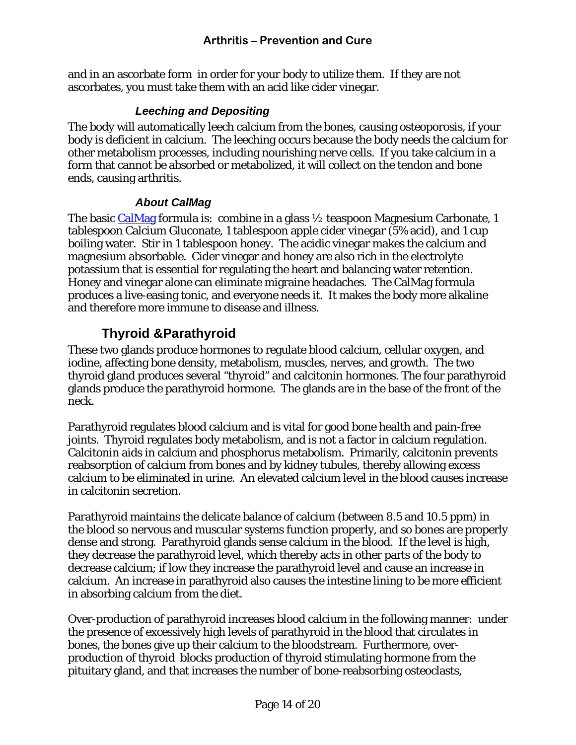and in an ascorbate form in order for your body to utilize them. If they are not ascorbates, you must take them with an acid like cider vinegar.

### *Leeching and Depositing*

The body will automatically leech calcium from the bones, causing osteoporosis, if your body is deficient in calcium. The leeching occurs because the body needs the calcium for other metabolism processes, including nourishing nerve cells. If you take calcium in a form that cannot be absorbed or metabolized, it will collect on the tendon and bone ends, causing arthritis.

### *About CalMag*

The basic [CalMag](CalMag) formula is: combine in a glass ½ teaspoon Magnesium Carbonate, 1 tablespoon Calcium Gluconate, 1 tablespoon apple cider vinegar (5% acid), and 1 cup boiling water. Stir in 1 tablespoon honey. The acidic vinegar makes the calcium and magnesium absorbable. Cider vinegar and honey are also rich in the electrolyte potassium that is essential for regulating the heart and balancing water retention. Honey and vinegar alone can eliminate migraine headaches. The CalMag formula produces a live-easing tonic, and everyone needs it. It makes the body more alkaline and therefore more immune to disease and illness.

## Thyroid &Parathyroid

These two glands produce hormones to regulate blood calcium, cellular oxygen, and iodine, affecting bone density, metabolism, muscles, nerves, and growth. The two thyroid gland produces several "thyroid" and calcitonin hormones. The four parathyroid glands produce the parathyroid hormone. The glands are in the base of the front of the neck.

Parathyroid regulates blood calcium and is vital for good bone health and pain-free joints. Thyroid regulates body metabolism, and is not a factor in calcium regulation. Calcitonin aids in calcium and phosphorus metabolism. Primarily, calcitonin prevents reabsorption of calcium from bones and by kidney tubules, thereby allowing excess calcium to be eliminated in urine. An elevated calcium level in the blood causes increase in calcitonin secretion.

Parathyroid maintains the delicate balance of calcium (between 8.5 and 10.5 ppm) in the blood so nervous and muscular systems function properly, and so bones are properly dense and strong. Parathyroid glands sense calcium in the blood. If the level is high, they decrease the parathyroid level, which thereby acts in other parts of the body to decrease calcium; if low they increase the parathyroid level and cause an increase in calcium. An increase in parathyroid also causes the intestine lining to be more efficient in absorbing calcium from the diet.

Over-production of parathyroid increases blood calcium in the following manner: under the presence of excessively high levels of parathyroid in the blood that circulates in bones, the bones give up their calcium to the bloodstream. Furthermore, over-production of thyroid blocks production of thyroid stimulating hormone from the pituitary gland, and that increases the number of bone-reabsorbing osteoclasts,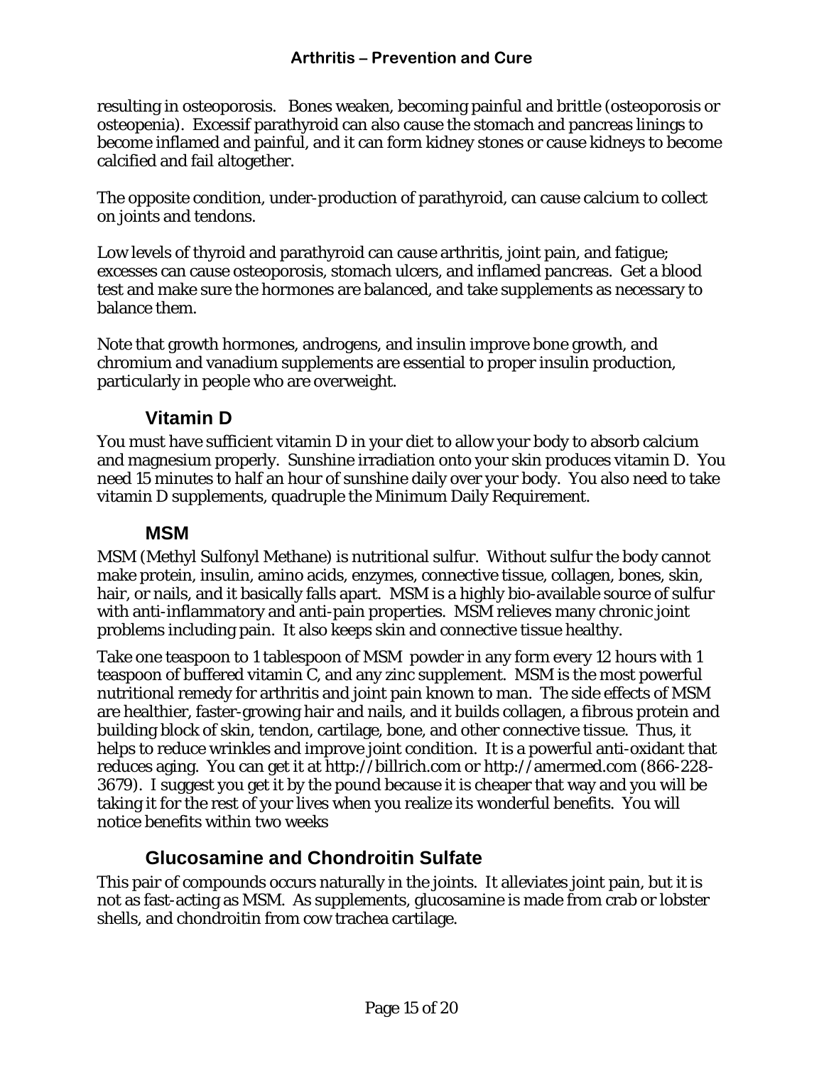resulting in osteoporosis. Bones weaken, becoming painful and brittle (osteoporosis or osteopenia). Excessif parathyroid can also cause the stomach and pancreas linings to become inflamed and painful, and it can form kidney stones or cause kidneys to become calcified and fail altogether.

The opposite condition, under-production of parathyroid, can cause calcium to collect on joints and tendons.

Low levels of thyroid and parathyroid can cause arthritis, joint pain, and fatigue; excesses can cause osteoporosis, stomach ulcers, and inflamed pancreas. Get a blood test and make sure the hormones are balanced, and take supplements as necessary to balance them.

Note that growth hormones, androgens, and insulin improve bone growth, and chromium and vanadium supplements are essential to proper insulin production, particularly in people who are overweight.

## Vitamin D

You must have sufficient vitamin D in your diet to allow your body to absorb calcium and magnesium properly. Sunshine irradiation onto your skin produces vitamin D. You need 15 minutes to half an hour of sunshine daily over your body. You also need to take vitamin D supplements, quadruple the Minimum Daily Requirement.

## MSM

MSM (Methyl Sulfonyl Methane) is nutritional sulfur. Without sulfur the body cannot make protein, insulin, amino acids, enzymes, connective tissue, collagen, bones, skin, hair, or nails, and it basically falls apart. MSM is a highly bio-available source of sulfur with anti-inflammatory and anti-pain properties. MSM relieves many chronic joint problems including pain. It also keeps skin and connective tissue healthy.

Take one teaspoon to 1 tablespoon of MSM powder in any form every 12 hours with 1 teaspoon of buffered vitamin C, and any zinc supplement. MSM is the most powerful nutritional remedy for arthritis and joint pain known to man. The side effects of MSM are healthier, faster-growing hair and nails, and it builds collagen, a fibrous protein and building block of skin, tendon, cartilage, bone, and other connective tissue. Thus, it helps to reduce wrinkles and improve joint condition. It is a powerful anti-oxidant that reduces aging. You can get it at http://billrich.com or http://amermed.com (866-228-3679). I suggest you get it by the pound because it is cheaper that way and you will be taking it for the rest of your lives when you realize its wonderful benefits. You will notice benefits within two weeks

## Glucosamine and Chondroitin Sulfate

This pair of compounds occurs naturally in the joints. It alleviates joint pain, but it is not as fast-acting as MSM. As supplements, glucosamine is made from crab or lobster shells, and chondroitin from cow trachea cartilage.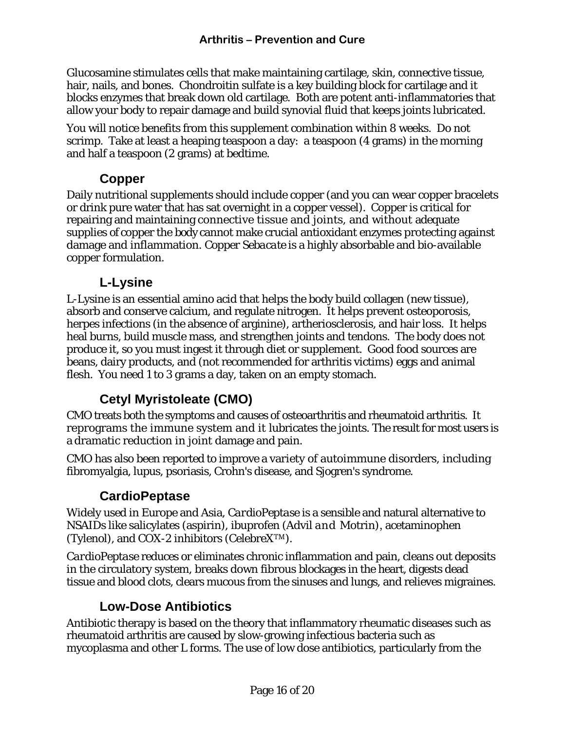Glucosamine stimulates cells that make maintaining cartilage, skin, connective tissue, hair, nails, and bones. Chondroitin sulfate is a key building block for cartilage and it blocks enzymes that break down old cartilage. Both are potent anti-inflammatories that allow your body to repair damage and build synovial fluid that keeps joints lubricated.

You will notice benefits from this supplement combination within 8 weeks. Do not scrimp. Take at least a heaping teaspoon a day: a teaspoon (4 grams) in the morning and half a teaspoon (2 grams) at bedtime.

## Copper

Daily nutritional supplements should include copper (and you can wear copper bracelets or drink pure water that has sat overnight in a copper vessel). Copper is critical for repairing and maintaining connective tissue and joints, and without adequate supplies of copper the body cannot make crucial antioxidant enzymes protecting against damage and inflammation. Copper Sebacate is a highly absorbable and bio-available copper formulation.

## L-Lysine

L-Lysine is an essential amino acid that helps the body build collagen (new tissue), absorb and conserve calcium, and regulate nitrogen. It helps prevent osteoporosis, herpes infections (in the absence of arginine), artheriosclerosis, and hair loss. It helps heal burns, build muscle mass, and strengthen joints and tendons. The body does not produce it, so you must ingest it through diet or supplement. Good food sources are beans, dairy products, and (not recommended for arthritis victims) eggs and animal flesh. You need 1 to 3 grams a day, taken on an empty stomach.

## Cetyl Myristoleate (CMO)

CMO treats both the symptoms and causes of osteoarthritis and rheumatoid arthritis. It reprograms the immune system and it lubricates the joints. The result for most users is a dramatic reduction in joint damage and pain.

CMO has also been reported to improve a variety of autoimmune disorders, including fibromyalgia, lupus, psoriasis, Crohn's disease, and Sjogren's syndrome.

## CardioPeptase

Widely used in Europe and Asia, *CardioPeptase* is a sensible and natural alternative to NSAIDs like salicylates (aspirin), ibuprofen (Advil and Motrin), acetaminophen (Tylenol), and COX-2 inhibitors (CelebreX™).

*CardioPeptase* reduces or eliminates chronic inflammation and pain, cleans out deposits in the circulatory system, breaks down fibrous blockages in the heart, digests dead tissue and blood clots, clears mucous from the sinuses and lungs, and relieves migraines.

## Low-Dose Antibiotics

Antibiotic therapy is based on the theory that inflammatory rheumatic diseases such as rheumatoid arthritis are caused by slow-growing infectious bacteria such as mycoplasma and other L forms. The use of low dose antibiotics, particularly from the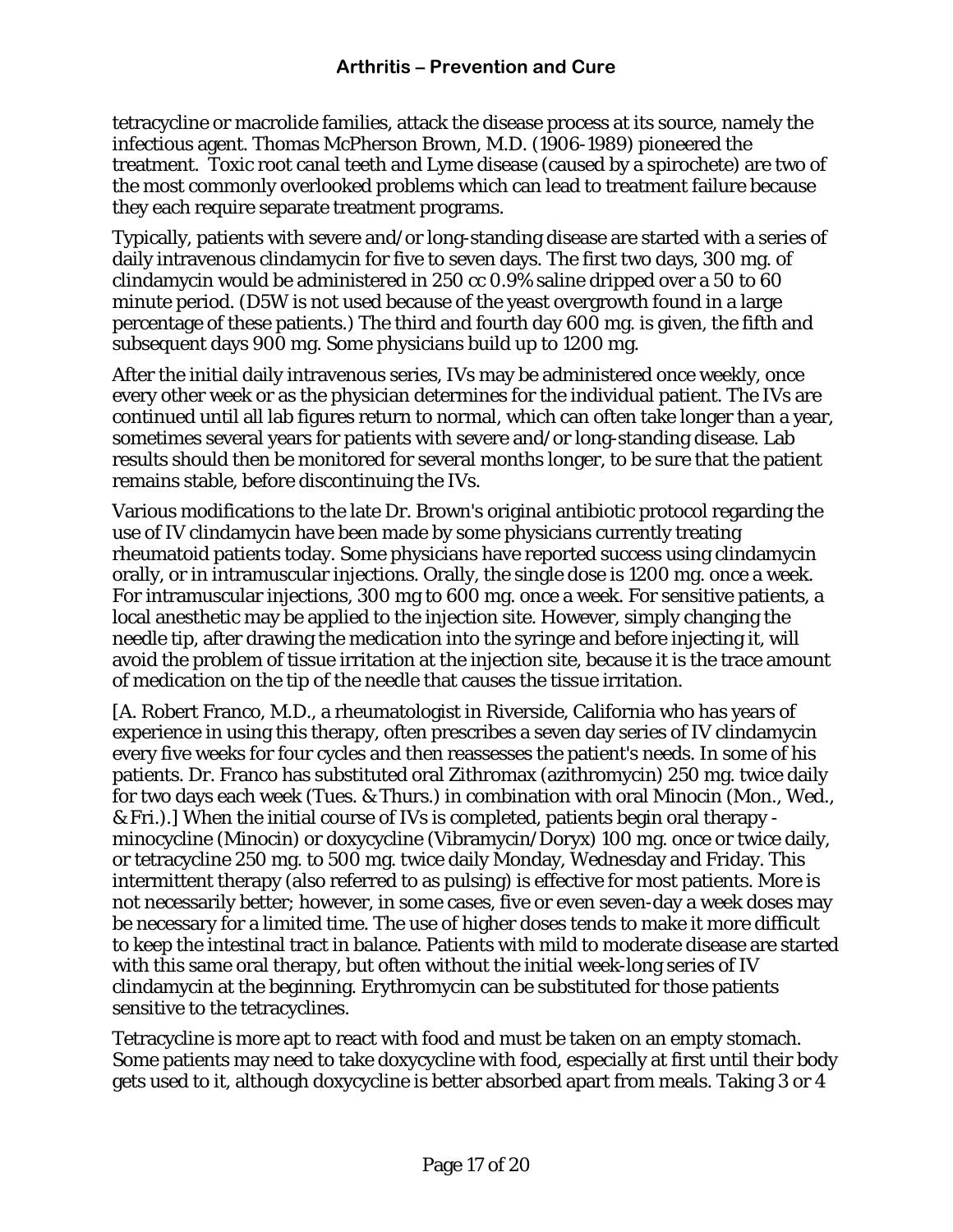tetracycline or macrolide families, attack the disease process at its source, namely the infectious agent. Thomas McPherson Brown, M.D. (1906-1989) pioneered the treatment. Toxic root canal teeth and Lyme disease (caused by a spirochete) are two of the most commonly overlooked problems which can lead to treatment failure because they each require separate treatment programs.

Typically, patients with severe and/or long-standing disease are started with a series of daily intravenous clindamycin for five to seven days. The first two days, 300 mg. of clindamycin would be administered in 250 cc 0.9% saline dripped over a 50 to 60 minute period. (D5W is not used because of the yeast overgrowth found in a large percentage of these patients.) The third and fourth day 600 mg. is given, the fifth and subsequent days 900 mg. Some physicians build up to 1200 mg.

After the initial daily intravenous series, IVs may be administered once weekly, once every other week or as the physician determines for the individual patient. The IVs are continued until all lab figures return to normal, which can often take longer than a year, sometimes several years for patients with severe and/or long-standing disease. Lab results should then be monitored for several months longer, to be sure that the patient remains stable, before discontinuing the IVs.

Various modifications to the late Dr. Brown's original antibiotic protocol regarding the use of IV clindamycin have been made by some physicians currently treating rheumatoid patients today. Some physicians have reported success using clindamycin orally, or in intramuscular injections. Orally, the single dose is 1200 mg. once a week. For intramuscular injections, 300 mg to 600 mg. once a week. For sensitive patients, a local anesthetic may be applied to the injection site. However, simply changing the needle tip, after drawing the medication into the syringe and before injecting it, will avoid the problem of tissue irritation at the injection site, because it is the trace amount of medication on the tip of the needle that causes the tissue irritation.

[A. Robert Franco, M.D., a rheumatologist in Riverside, California who has years of experience in using this therapy, often prescribes a seven day series of IV clindamycin every five weeks for four cycles and then reassesses the patient's needs. In some of his patients. Dr. Franco has substituted oral Zithromax (azithromycin) 250 mg. twice daily for two days each week (Tues. & Thurs.) in combination with oral Minocin (Mon., Wed., & Fri.).] When the initial course of IVs is completed, patients begin oral therapy - minocycline (Minocin) or doxycycline (Vibramycin/Doryx) 100 mg. once or twice daily, or tetracycline 250 mg. to 500 mg. twice daily Monday, Wednesday and Friday. This intermittent therapy (also referred to as pulsing) is effective for most patients. More is not necessarily better; however, in some cases, five or even seven-day a week doses may be necessary for a limited time. The use of higher doses tends to make it more difficult to keep the intestinal tract in balance. Patients with mild to moderate disease are started with this same oral therapy, but often without the initial week-long series of IV clindamycin at the beginning. Erythromycin can be substituted for those patients sensitive to the tetracyclines.

Tetracycline is more apt to react with food and must be taken on an empty stomach. Some patients may need to take doxycycline with food, especially at first until their body gets used to it, although doxycycline is better absorbed apart from meals. Taking 3 or 4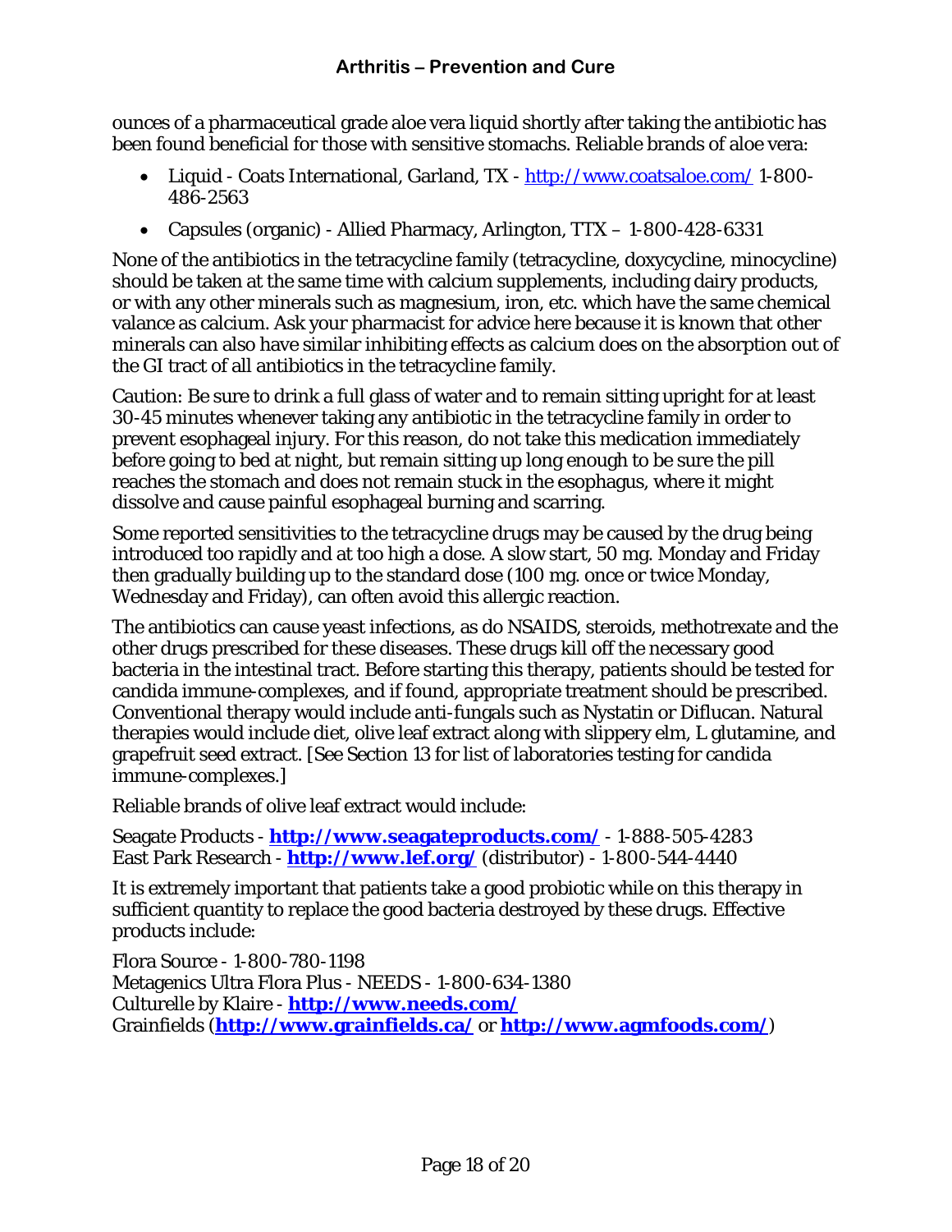ounces of a pharmaceutical grade aloe vera liquid shortly after taking the antibiotic has been found beneficial for those with sensitive stomachs. Reliable brands of aloe vera:

- Liquid - Coats International, Garland, TX - http://www.coatsaloe.com/ 1-800-486-2563
- Capsules (organic) - Allied Pharmacy, Arlington, TTX – 1-800-428-6331

None of the antibiotics in the tetracycline family (tetracycline, doxycycline, minocycline) should be taken at the same time with calcium supplements, including dairy products, or with any other minerals such as magnesium, iron, etc. which have the same chemical valance as calcium. Ask your pharmacist for advice here because it is known that other minerals can also have similar inhibiting effects as calcium does on the absorption out of the GI tract of all antibiotics in the tetracycline family.

Caution: Be sure to drink a full glass of water and to remain sitting upright for at least 30-45 minutes whenever taking any antibiotic in the tetracycline family in order to prevent esophageal injury. For this reason, do not take this medication immediately before going to bed at night, but remain sitting up long enough to be sure the pill reaches the stomach and does not remain stuck in the esophagus, where it might dissolve and cause painful esophageal burning and scarring.

Some reported sensitivities to the tetracycline drugs may be caused by the drug being introduced too rapidly and at too high a dose. A slow start, 50 mg. Monday and Friday then gradually building up to the standard dose (100 mg. once or twice Monday, Wednesday and Friday), can often avoid this allergic reaction.

The antibiotics can cause yeast infections, as do NSAIDS, steroids, methotrexate and the other drugs prescribed for these diseases. These drugs kill off the necessary good bacteria in the intestinal tract. Before starting this therapy, patients should be tested for candida immune-complexes, and if found, appropriate treatment should be prescribed. Conventional therapy would include anti-fungals such as Nystatin or Diflucan. Natural therapies would include diet, olive leaf extract along with slippery elm, L glutamine, and grapefruit seed extract. [See Section 13 for list of laboratories testing for candida immune-complexes.]

Reliable brands of olive leaf extract would include:

Seagate Products - **http://www.seagateproducts.com/** - 1-888-505-4283
East Park Research - **http://www.lef.org/** (distributor) - 1-800-544-4440

It is extremely important that patients take a good probiotic while on this therapy in sufficient quantity to replace the good bacteria destroyed by these drugs. Effective products include:

Flora Source - 1-800-780-1198
Metagenics Ultra Flora Plus - NEEDS - 1-800-634-1380
Culturelle by Klaire - **http://www.needs.com/**
Grainfields (**http://www.grainfields.ca/** or **http://www.agmfoods.com/**)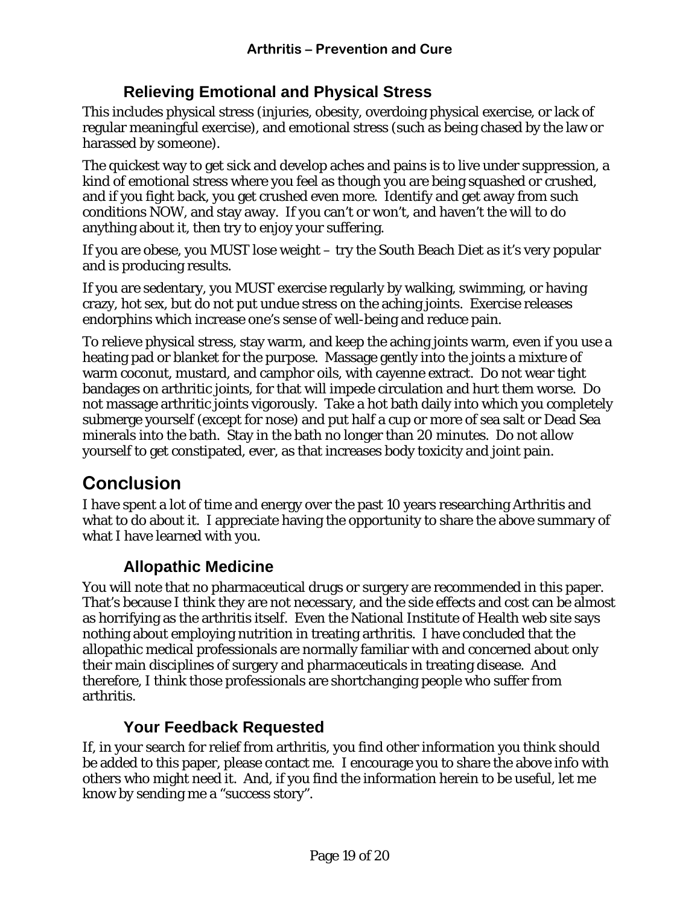### Relieving Emotional and Physical Stress

This includes physical stress (injuries, obesity, overdoing physical exercise, or lack of regular meaningful exercise), and emotional stress (such as being chased by the law or harassed by someone).

The quickest way to get sick and develop aches and pains is to live under suppression, a kind of emotional stress where you feel as though you are being squashed or crushed, and if you fight back, you get crushed even more. Identify and get away from such conditions NOW, and stay away. If you can't or won't, and haven't the will to do anything about it, then try to enjoy your suffering.

If you are obese, you MUST lose weight – try the South Beach Diet as it's very popular and is producing results.

If you are sedentary, you MUST exercise regularly by walking, swimming, or having crazy, hot sex, but do not put undue stress on the aching joints. Exercise releases endorphins which increase one's sense of well-being and reduce pain.

To relieve physical stress, stay warm, and keep the aching joints warm, even if you use a heating pad or blanket for the purpose. Massage gently into the joints a mixture of warm coconut, mustard, and camphor oils, with cayenne extract. Do not wear tight bandages on arthritic joints, for that will impede circulation and hurt them worse. Do not massage arthritic joints vigorously. Take a hot bath daily into which you completely submerge yourself (except for nose) and put half a cup or more of sea salt or Dead Sea minerals into the bath. Stay in the bath no longer than 20 minutes. Do not allow yourself to get constipated, ever, as that increases body toxicity and joint pain.

## Conclusion

I have spent a lot of time and energy over the past 10 years researching Arthritis and what to do about it. I appreciate having the opportunity to share the above summary of what I have learned with you.

### Allopathic Medicine

You will note that no pharmaceutical drugs or surgery are recommended in this paper. That's because I think they are not necessary, and the side effects and cost can be almost as horrifying as the arthritis itself. Even the National Institute of Health web site says nothing about employing nutrition in treating arthritis. I have concluded that the allopathic medical professionals are normally familiar with and concerned about only their main disciplines of surgery and pharmaceuticals in treating disease. And therefore, I think those professionals are shortchanging people who suffer from arthritis.

### Your Feedback Requested

If, in your search for relief from arthritis, you find other information you think should be added to this paper, please contact me. I encourage you to share the above info with others who might need it. And, if you find the information herein to be useful, let me know by sending me a "success story".